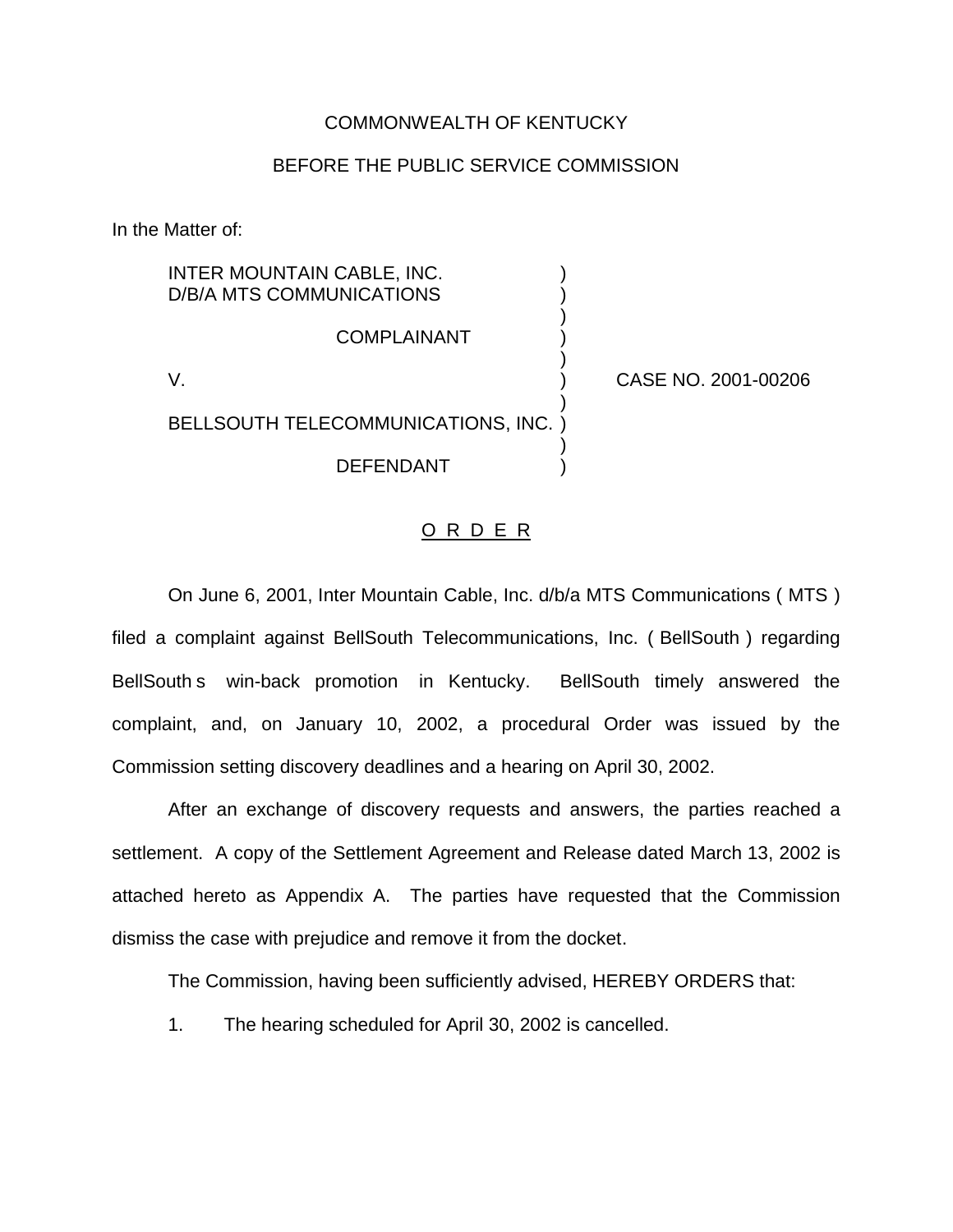COMMONWEALTH OF KENTUCKY

BEFORE THE PUBLIC SERVICE COMMISSION

In the Matter of:

INTER MOUNTAIN CABLE, INC.
D/B/A MTS COMMUNICATIONS

COMPLAINANT

V.

BELLSOUTH TELECOMMUNICATIONS, INC.

DEFENDANT

CASE NO. 2001-00206

# O R D E R

On June 6, 2001, Inter Mountain Cable, Inc. d/b/a MTS Communications ( MTS ) filed a complaint against BellSouth Telecommunications, Inc. ( BellSouth ) regarding BellSouth s win-back promotion in Kentucky. BellSouth timely answered the complaint, and, on January 10, 2002, a procedural Order was issued by the Commission setting discovery deadlines and a hearing on April 30, 2002.

After an exchange of discovery requests and answers, the parties reached a settlement. A copy of the Settlement Agreement and Release dated March 13, 2002 is attached hereto as Appendix A. The parties have requested that the Commission dismiss the case with prejudice and remove it from the docket.

The Commission, having been sufficiently advised, HEREBY ORDERS that:

1. The hearing scheduled for April 30, 2002 is cancelled.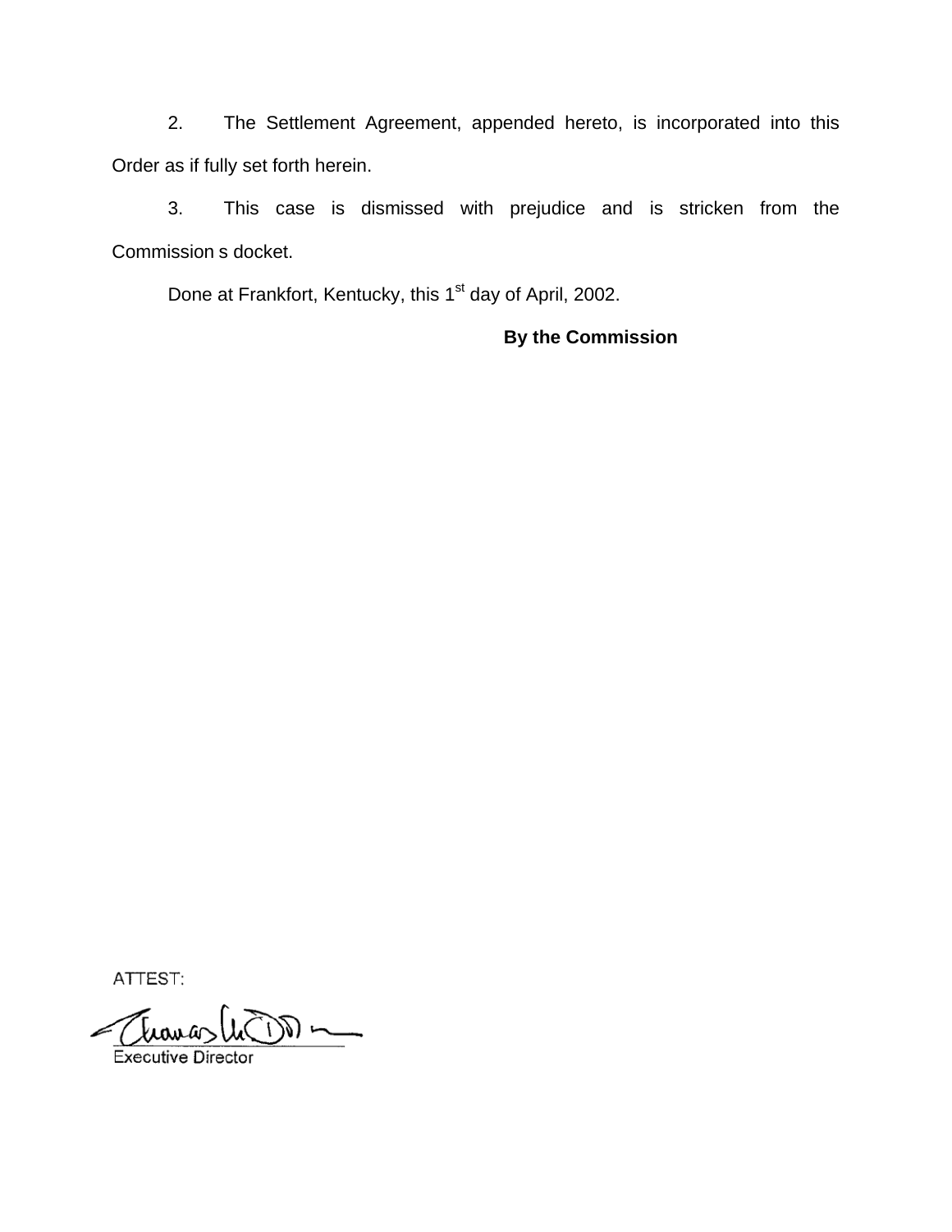2. The Settlement Agreement, appended hereto, is incorporated into this Order as if fully set forth herein.

3. This case is dismissed with prejudice and is stricken from the Commission s docket.

Done at Frankfort, Kentucky, this 1st day of April, 2002.

**By the Commission**

ATTEST:

Executive Director